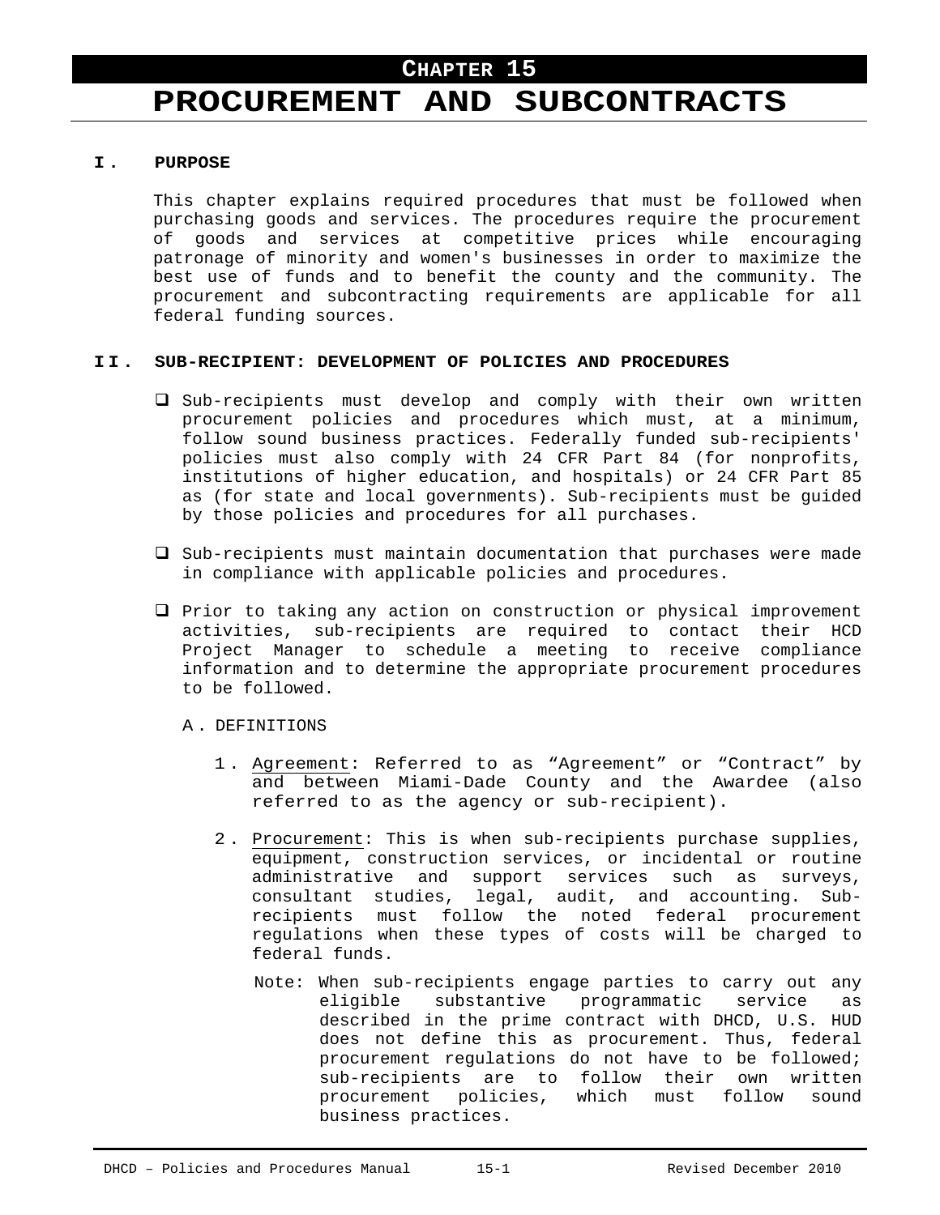# CHAPTER 15

# PROCUREMENT AND SUBCONTRACTS

## I. PURPOSE

This chapter explains required procedures that must be followed when purchasing goods and services. The procedures require the procurement of goods and services at competitive prices while encouraging patronage of minority and women's businesses in order to maximize the best use of funds and to benefit the county and the community. The procurement and subcontracting requirements are applicable for all federal funding sources.

## II. SUB-RECIPIENT: DEVELOPMENT OF POLICIES AND PROCEDURES

- Sub-recipients must develop and comply with their own written procurement policies and procedures which must, at a minimum, follow sound business practices. Federally funded sub-recipients' policies must also comply with 24 CFR Part 84 (for nonprofits, institutions of higher education, and hospitals) or 24 CFR Part 85 as (for state and local governments). Sub-recipients must be guided by those policies and procedures for all purchases.

- Sub-recipients must maintain documentation that purchases were made in compliance with applicable policies and procedures.

- Prior to taking any action on construction or physical improvement activities, sub-recipients are required to contact their HCD Project Manager to schedule a meeting to receive compliance information and to determine the appropriate procurement procedures to be followed.

### A. DEFINITIONS

1. Agreement: Referred to as “Agreement” or “Contract” by and between Miami-Dade County and the Awardee (also referred to as the agency or sub-recipient).

2. Procurement: This is when sub-recipients purchase supplies, equipment, construction services, or incidental or routine administrative and support services such as surveys, consultant studies, legal, audit, and accounting. Sub-recipients must follow the noted federal procurement regulations when these types of costs will be charged to federal funds.

   Note: When sub-recipients engage parties to carry out any eligible substantive programmatic service as described in the prime contract with DHCD, U.S. HUD does not define this as procurement. Thus, federal procurement regulations do not have to be followed; sub-recipients are to follow their own written procurement policies, which must follow sound business practices.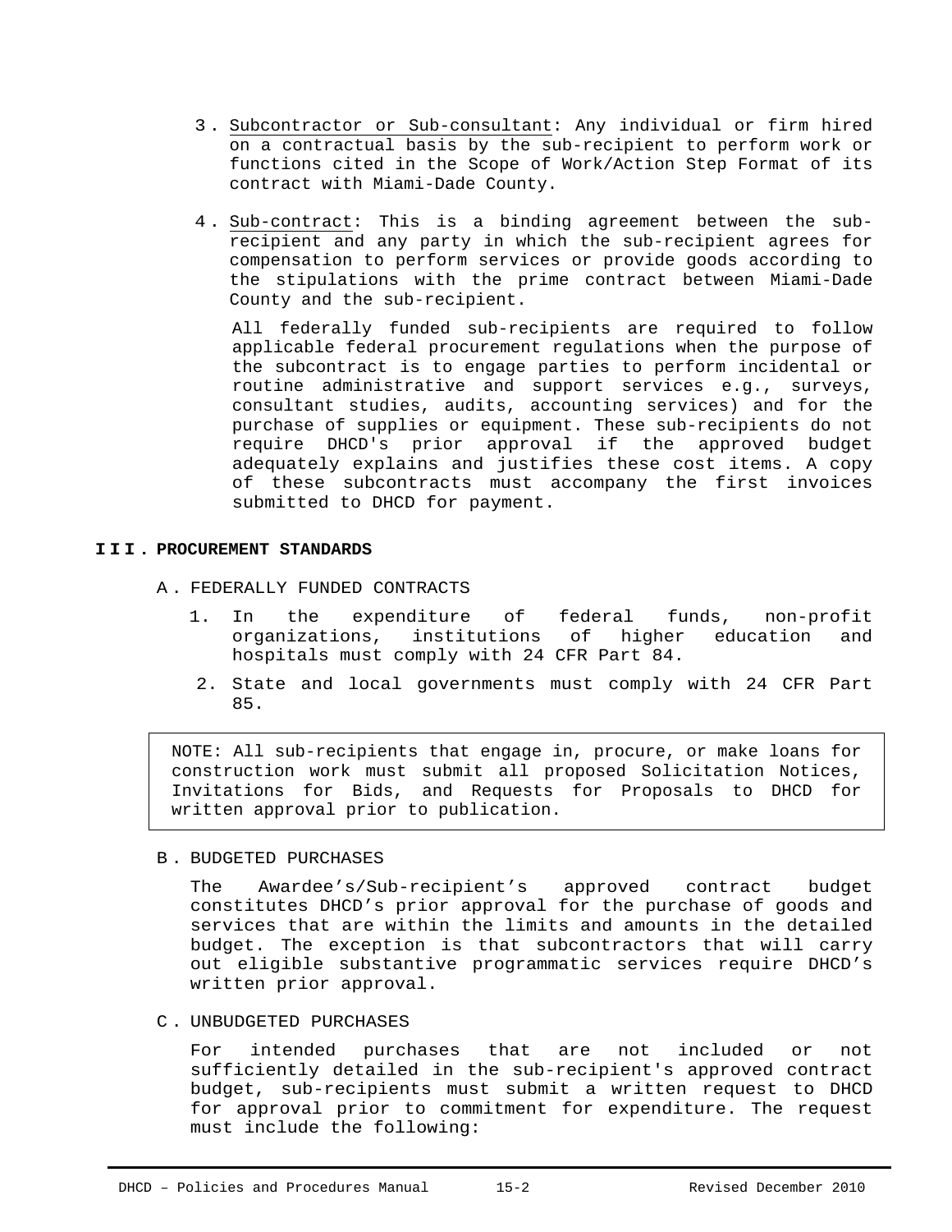3. Subcontractor or Sub-consultant: Any individual or firm hired on a contractual basis by the sub-recipient to perform work or functions cited in the Scope of Work/Action Step Format of its contract with Miami-Dade County.

4. Sub-contract: This is a binding agreement between the sub-recipient and any party in which the sub-recipient agrees for compensation to perform services or provide goods according to the stipulations with the prime contract between Miami-Dade County and the sub-recipient.

   All federally funded sub-recipients are required to follow applicable federal procurement regulations when the purpose of the subcontract is to engage parties to perform incidental or routine administrative and support services e.g., surveys, consultant studies, audits, accounting services) and for the purchase of supplies or equipment. These sub-recipients do not require DHCD's prior approval if the approved budget adequately explains and justifies these cost items. A copy of these subcontracts must accompany the first invoices submitted to DHCD for payment.

## III. PROCUREMENT STANDARDS

A. FEDERALLY FUNDED CONTRACTS

1. In the expenditure of federal funds, non-profit organizations, institutions of higher education and hospitals must comply with 24 CFR Part 84.
2. State and local governments must comply with 24 CFR Part 85.

NOTE: All sub-recipients that engage in, procure, or make loans for construction work must submit all proposed Solicitation Notices, Invitations for Bids, and Requests for Proposals to DHCD for written approval prior to publication.

B. BUDGETED PURCHASES

The Awardee's/Sub-recipient's approved contract budget constitutes DHCD's prior approval for the purchase of goods and services that are within the limits and amounts in the detailed budget. The exception is that subcontractors that will carry out eligible substantive programmatic services require DHCD's written prior approval.

C. UNBUDGETED PURCHASES

For intended purchases that are not included or not sufficiently detailed in the sub-recipient's approved contract budget, sub-recipients must submit a written request to DHCD for approval prior to commitment for expenditure. The request must include the following: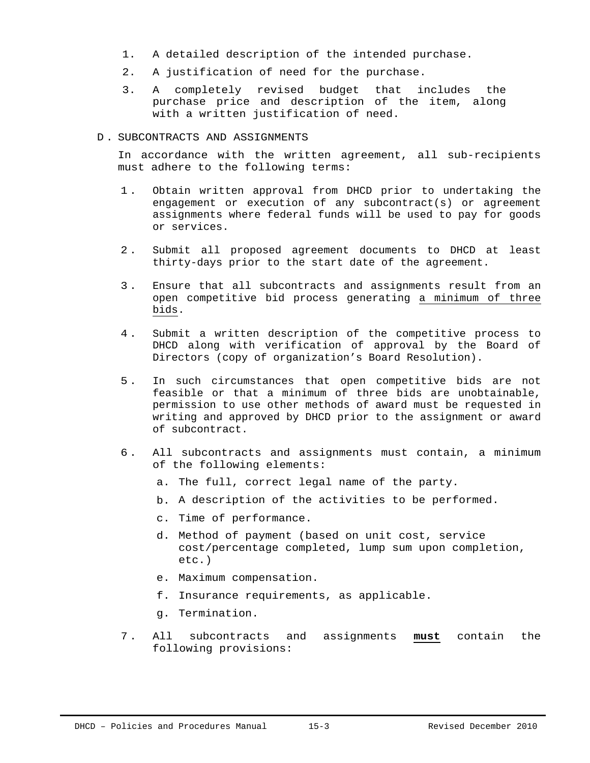1. A detailed description of the intended purchase.
2. A justification of need for the purchase.
3. A completely revised budget that includes the purchase price and description of the item, along with a written justification of need.

## D. SUBCONTRACTS AND ASSIGNMENTS

In accordance with the written agreement, all sub-recipients must adhere to the following terms:

1. Obtain written approval from DHCD prior to undertaking the engagement or execution of any subcontract(s) or agreement assignments where federal funds will be used to pay for goods or services.

2. Submit all proposed agreement documents to DHCD at least thirty-days prior to the start date of the agreement.

3. Ensure that all subcontracts and assignments result from an open competitive bid process generating <u>a minimum of three bids</u>.

4. Submit a written description of the competitive process to DHCD along with verification of approval by the Board of Directors (copy of organization's Board Resolution).

5. In such circumstances that open competitive bids are not feasible or that a minimum of three bids are unobtainable, permission to use other methods of award must be requested in writing and approved by DHCD prior to the assignment or award of subcontract.

6. All subcontracts and assignments must contain, a minimum of the following elements:
   a. The full, correct legal name of the party.
   b. A description of the activities to be performed.
   c. Time of performance.
   d. Method of payment (based on unit cost, service cost/percentage completed, lump sum upon completion, etc.)
   e. Maximum compensation.
   f. Insurance requirements, as applicable.
   g. Termination.

7. All subcontracts and assignments <u>**must**</u> contain the following provisions: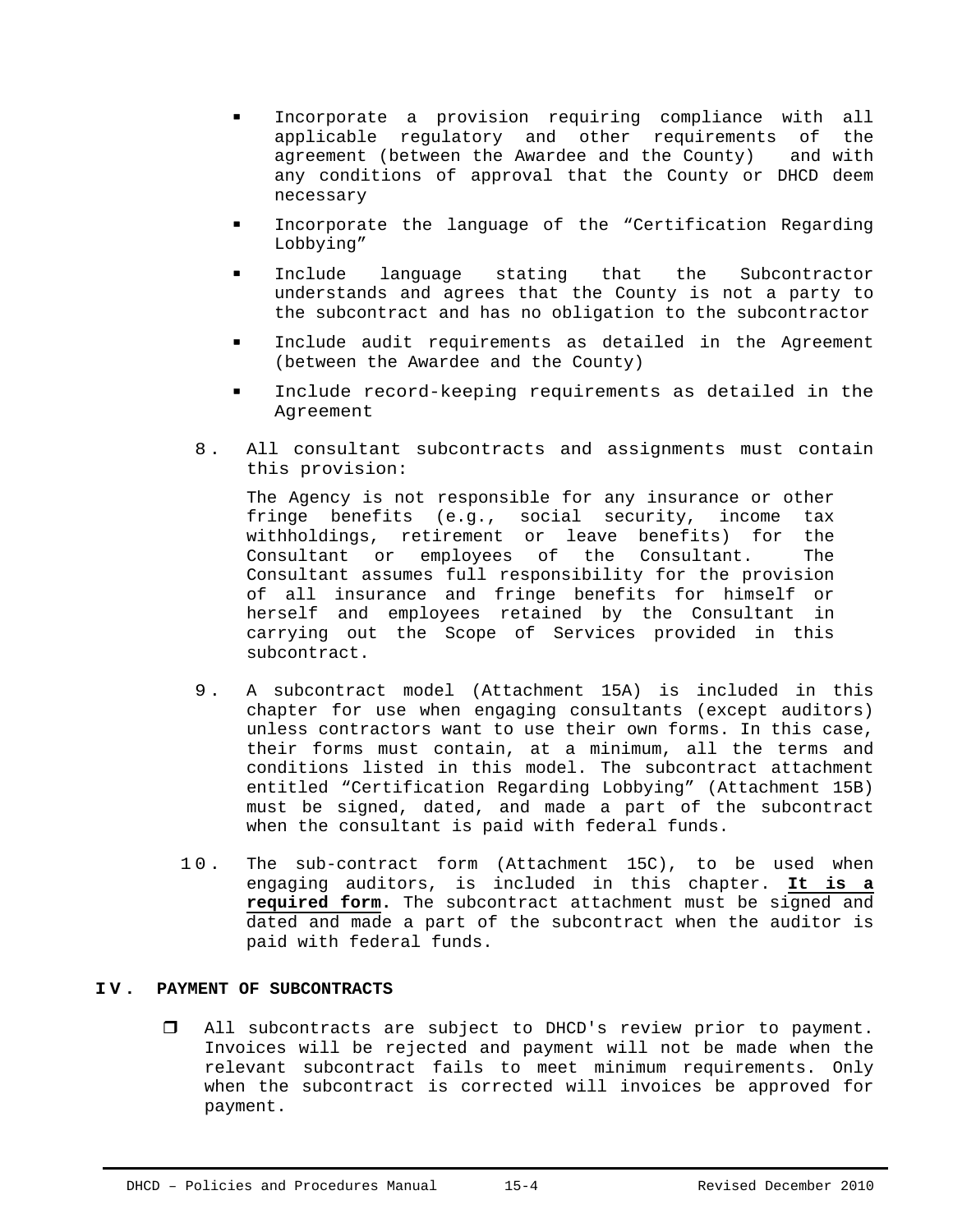- Incorporate a provision requiring compliance with all applicable regulatory and other requirements of the agreement (between the Awardee and the County) and with any conditions of approval that the County or DHCD deem necessary
- Incorporate the language of the "Certification Regarding Lobbying"
- Include language stating that the Subcontractor understands and agrees that the County is not a party to the subcontract and has no obligation to the subcontractor
- Include audit requirements as detailed in the Agreement (between the Awardee and the County)
- Include record-keeping requirements as detailed in the Agreement

8. All consultant subcontracts and assignments must contain this provision:

   The Agency is not responsible for any insurance or other fringe benefits (e.g., social security, income tax withholdings, retirement or leave benefits) for the Consultant or employees of the Consultant. The Consultant assumes full responsibility for the provision of all insurance and fringe benefits for himself or herself and employees retained by the Consultant in carrying out the Scope of Services provided in this subcontract.

9. A subcontract model (Attachment 15A) is included in this chapter for use when engaging consultants (except auditors) unless contractors want to use their own forms. In this case, their forms must contain, at a minimum, all the terms and conditions listed in this model. The subcontract attachment entitled "Certification Regarding Lobbying" (Attachment 15B) must be signed, dated, and made a part of the subcontract when the consultant is paid with federal funds.

10. The sub-contract form (Attachment 15C), to be used when engaging auditors, is included in this chapter. **It is a required form.** The subcontract attachment must be signed and dated and made a part of the subcontract when the auditor is paid with federal funds.

## IV. PAYMENT OF SUBCONTRACTS

- All subcontracts are subject to DHCD's review prior to payment. Invoices will be rejected and payment will not be made when the relevant subcontract fails to meet minimum requirements. Only when the subcontract is corrected will invoices be approved for payment.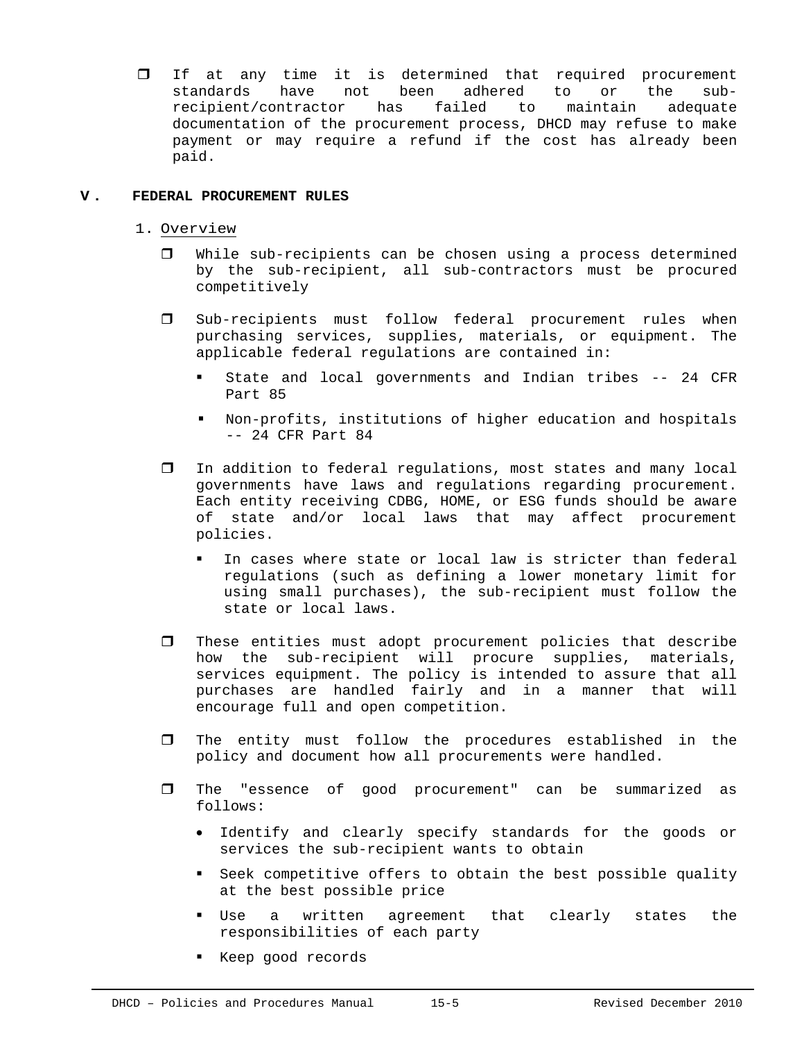- If at any time it is determined that required procurement standards have not been adhered to or the sub-recipient/contractor has failed to maintain adequate documentation of the procurement process, DHCD may refuse to make payment or may require a refund if the cost has already been paid.

## V. FEDERAL PROCUREMENT RULES

### 1. Overview

- While sub-recipients can be chosen using a process determined by the sub-recipient, all sub-contractors must be procured competitively

- Sub-recipients must follow federal procurement rules when purchasing services, supplies, materials, or equipment. The applicable federal regulations are contained in:
  - State and local governments and Indian tribes -- 24 CFR Part 85
  - Non-profits, institutions of higher education and hospitals -- 24 CFR Part 84

- In addition to federal regulations, most states and many local governments have laws and regulations regarding procurement. Each entity receiving CDBG, HOME, or ESG funds should be aware of state and/or local laws that may affect procurement policies.
  - In cases where state or local law is stricter than federal regulations (such as defining a lower monetary limit for using small purchases), the sub-recipient must follow the state or local laws.

- These entities must adopt procurement policies that describe how the sub-recipient will procure supplies, materials, services equipment. The policy is intended to assure that all purchases are handled fairly and in a manner that will encourage full and open competition.

- The entity must follow the procedures established in the policy and document how all procurements were handled.

- The "essence of good procurement" can be summarized as follows:
  - Identify and clearly specify standards for the goods or services the sub-recipient wants to obtain
  - Seek competitive offers to obtain the best possible quality at the best possible price
  - Use a written agreement that clearly states the responsibilities of each party
  - Keep good records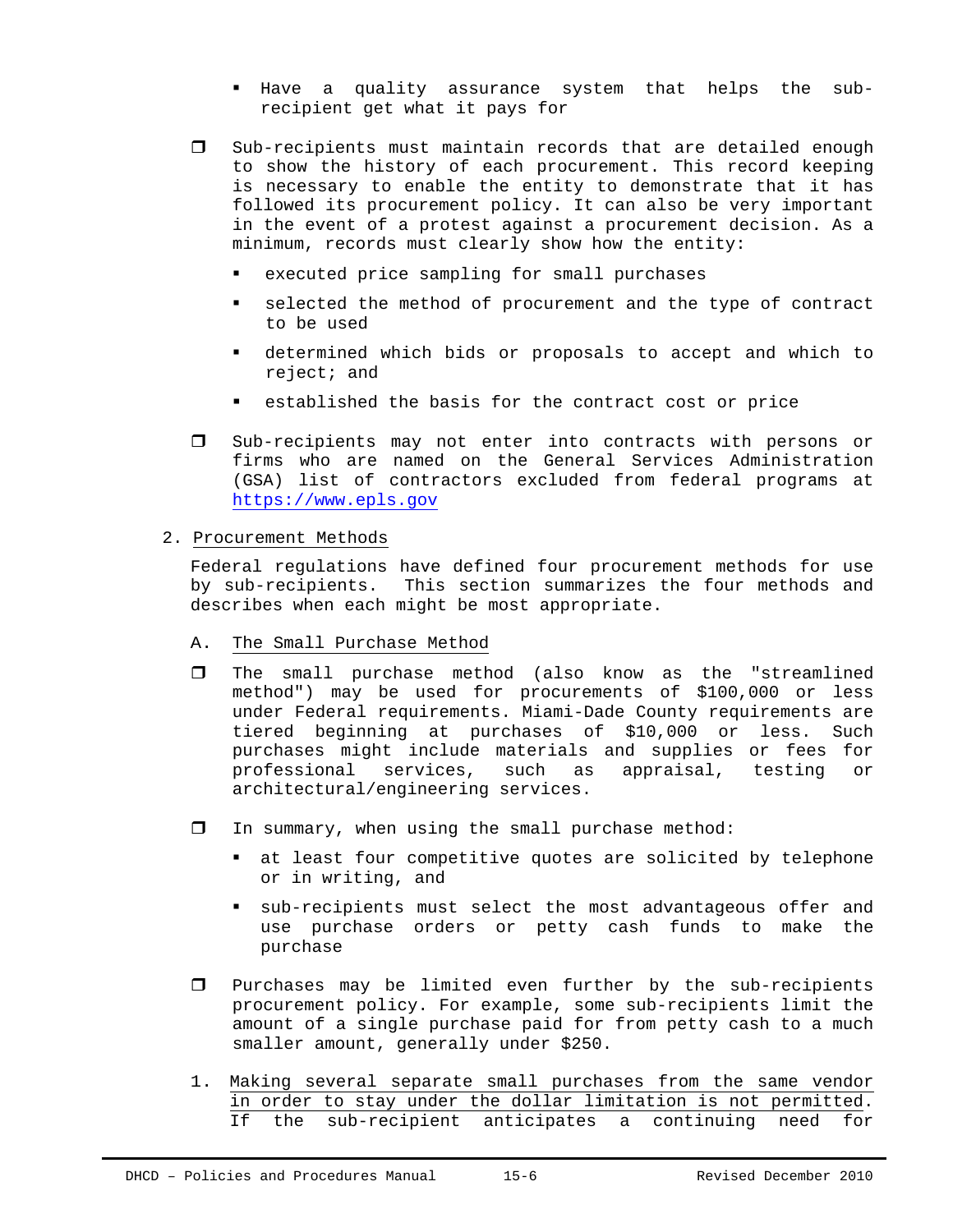- Have a quality assurance system that helps the sub-recipient get what it pays for

- ❒ Sub-recipients must maintain records that are detailed enough to show the history of each procurement. This record keeping is necessary to enable the entity to demonstrate that it has followed its procurement policy. It can also be very important in the event of a protest against a procurement decision. As a minimum, records must clearly show how the entity:

  - executed price sampling for small purchases
  - selected the method of procurement and the type of contract to be used
  - determined which bids or proposals to accept and which to reject; and
  - established the basis for the contract cost or price

- ❒ Sub-recipients may not enter into contracts with persons or firms who are named on the General Services Administration (GSA) list of contractors excluded from federal programs at [https://www.epls.gov](https://www.epls.gov)

## 2. Procurement Methods

Federal regulations have defined four procurement methods for use by sub-recipients. This section summarizes the four methods and describes when each might be most appropriate.

### A. The Small Purchase Method

- ❒ The small purchase method (also know as the "streamlined method") may be used for procurements of $100,000 or less under Federal requirements. Miami-Dade County requirements are tiered beginning at purchases of $10,000 or less. Such purchases might include materials and supplies or fees for professional services, such as appraisal, testing or architectural/engineering services.

- ❒ In summary, when using the small purchase method:

  - at least four competitive quotes are solicited by telephone or in writing, and
  - sub-recipients must select the most advantageous offer and use purchase orders or petty cash funds to make the purchase

- ❒ Purchases may be limited even further by the sub-recipients procurement policy. For example, some sub-recipients limit the amount of a single purchase paid for from petty cash to a much smaller amount, generally under $250.

1. <u>Making several separate small purchases from the same vendor in order to stay under the dollar limitation is not permitted</u>. If the sub-recipient anticipates a continuing need for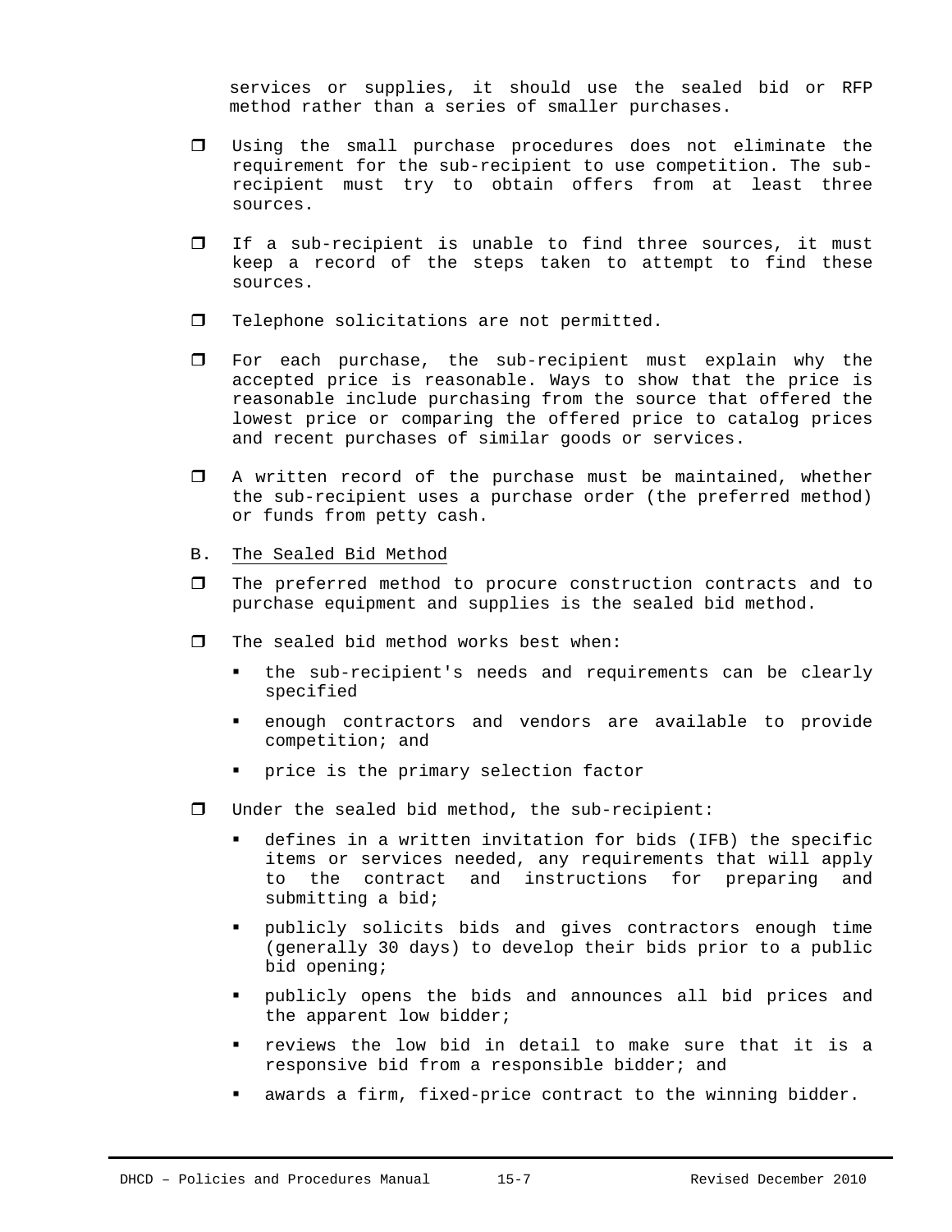services or supplies, it should use the sealed bid or RFP method rather than a series of smaller purchases.

- Using the small purchase procedures does not eliminate the requirement for the sub-recipient to use competition. The sub-recipient must try to obtain offers from at least three sources.

- If a sub-recipient is unable to find three sources, it must keep a record of the steps taken to attempt to find these sources.

- Telephone solicitations are not permitted.

- For each purchase, the sub-recipient must explain why the accepted price is reasonable. Ways to show that the price is reasonable include purchasing from the source that offered the lowest price or comparing the offered price to catalog prices and recent purchases of similar goods or services.

- A written record of the purchase must be maintained, whether the sub-recipient uses a purchase order (the preferred method) or funds from petty cash.

B. The Sealed Bid Method

- The preferred method to procure construction contracts and to purchase equipment and supplies is the sealed bid method.

- The sealed bid method works best when:
  - the sub-recipient's needs and requirements can be clearly specified
  - enough contractors and vendors are available to provide competition; and
  - price is the primary selection factor

- Under the sealed bid method, the sub-recipient:
  - defines in a written invitation for bids (IFB) the specific items or services needed, any requirements that will apply to the contract and instructions for preparing and submitting a bid;
  - publicly solicits bids and gives contractors enough time (generally 30 days) to develop their bids prior to a public bid opening;
  - publicly opens the bids and announces all bid prices and the apparent low bidder;
  - reviews the low bid in detail to make sure that it is a responsive bid from a responsible bidder; and
  - awards a firm, fixed-price contract to the winning bidder.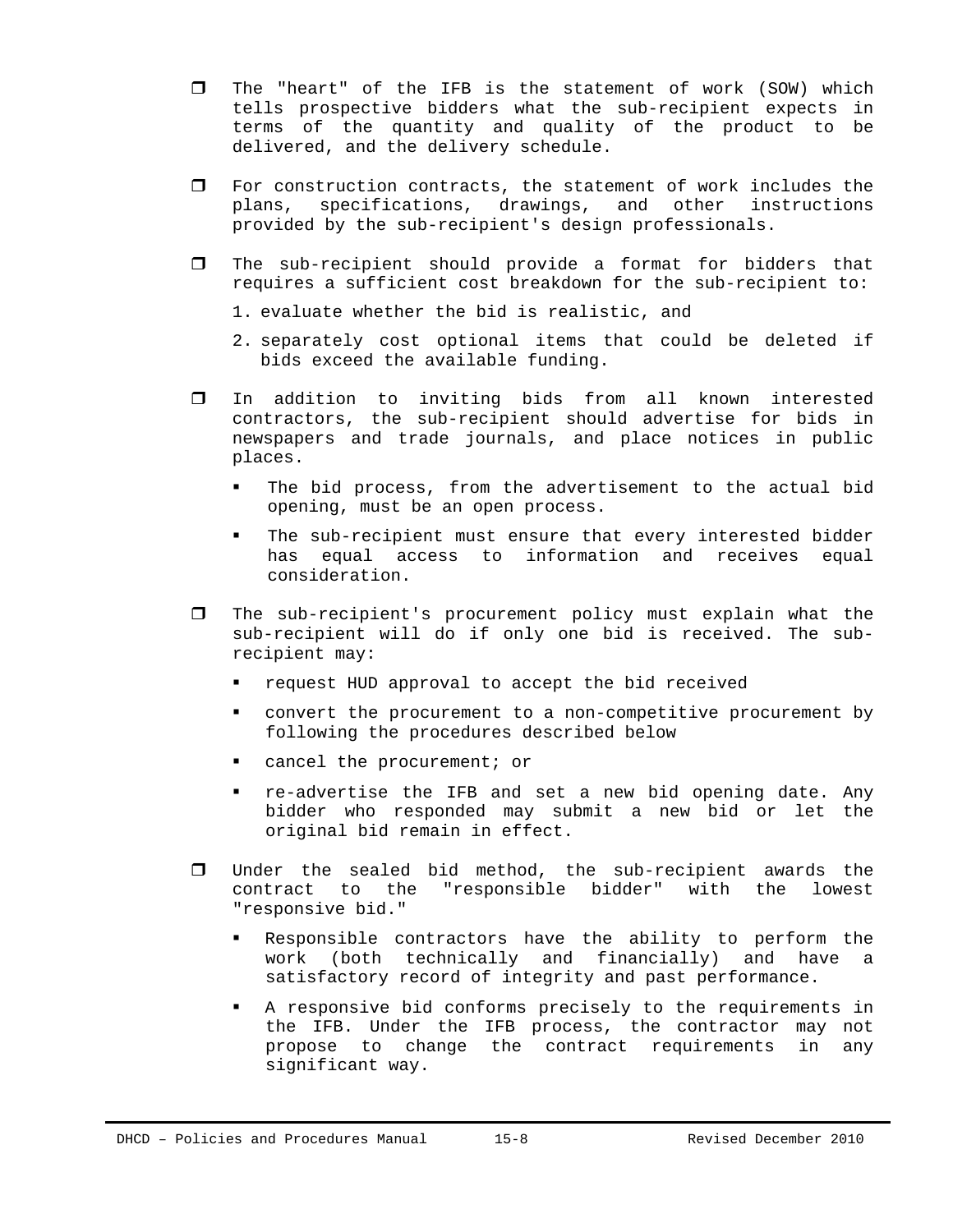- The "heart" of the IFB is the statement of work (SOW) which tells prospective bidders what the sub-recipient expects in terms of the quantity and quality of the product to be delivered, and the delivery schedule.

- For construction contracts, the statement of work includes the plans, specifications, drawings, and other instructions provided by the sub-recipient's design professionals.

- The sub-recipient should provide a format for bidders that requires a sufficient cost breakdown for the sub-recipient to:

  1. evaluate whether the bid is realistic, and
  2. separately cost optional items that could be deleted if bids exceed the available funding.

- In addition to inviting bids from all known interested contractors, the sub-recipient should advertise for bids in newspapers and trade journals, and place notices in public places.

  - The bid process, from the advertisement to the actual bid opening, must be an open process.
  - The sub-recipient must ensure that every interested bidder has equal access to information and receives equal consideration.

- The sub-recipient's procurement policy must explain what the sub-recipient will do if only one bid is received. The sub-recipient may:

  - request HUD approval to accept the bid received
  - convert the procurement to a non-competitive procurement by following the procedures described below
  - cancel the procurement; or
  - re-advertise the IFB and set a new bid opening date. Any bidder who responded may submit a new bid or let the original bid remain in effect.

- Under the sealed bid method, the sub-recipient awards the contract to the "responsible bidder" with the lowest "responsive bid."

  - Responsible contractors have the ability to perform the work (both technically and financially) and have a satisfactory record of integrity and past performance.
  - A responsive bid conforms precisely to the requirements in the IFB. Under the IFB process, the contractor may not propose to change the contract requirements in any significant way.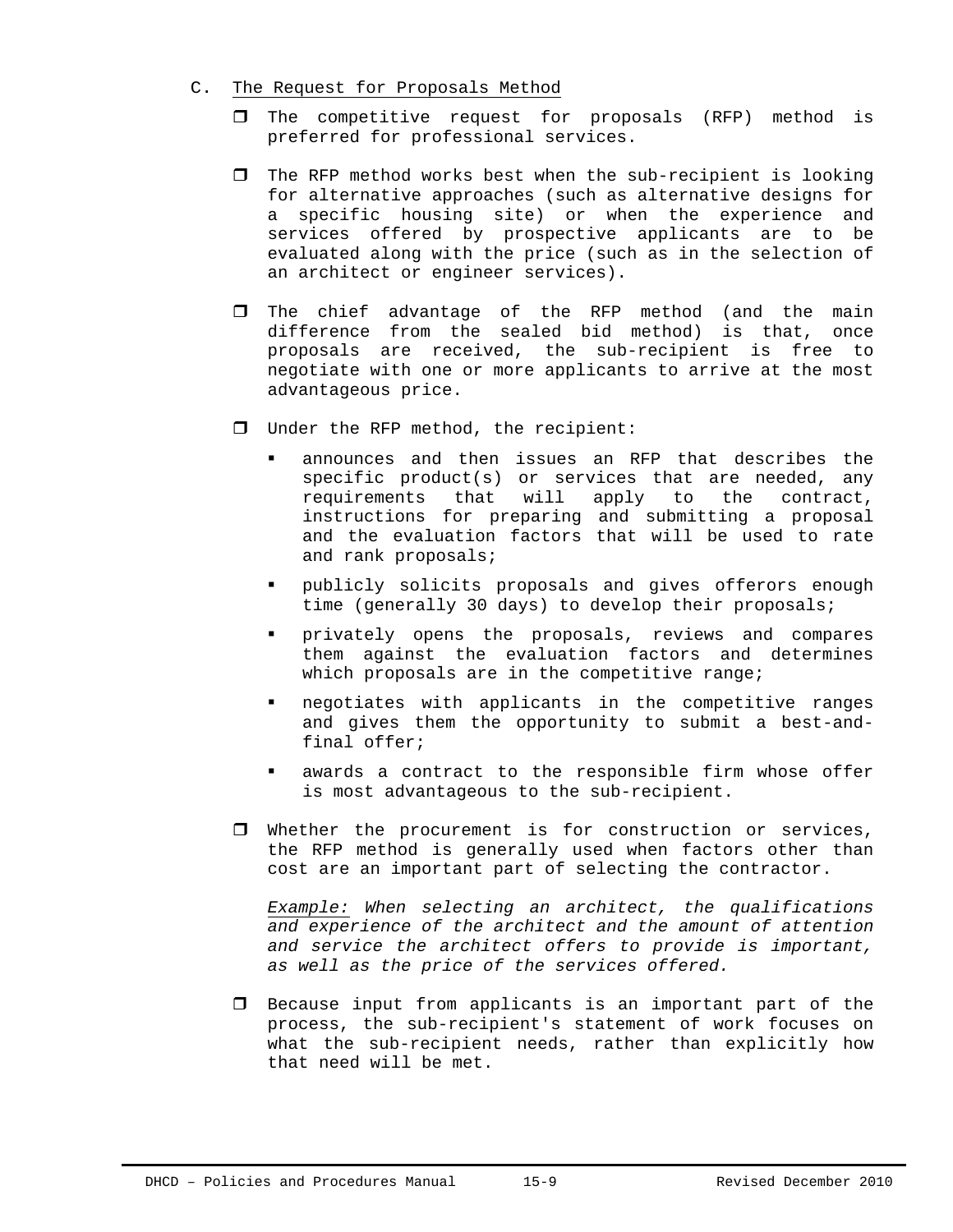### C. The Request for Proposals Method

- The competitive request for proposals (RFP) method is preferred for professional services.

- The RFP method works best when the sub-recipient is looking for alternative approaches (such as alternative designs for a specific housing site) or when the experience and services offered by prospective applicants are to be evaluated along with the price (such as in the selection of an architect or engineer services).

- The chief advantage of the RFP method (and the main difference from the sealed bid method) is that, once proposals are received, the sub-recipient is free to negotiate with one or more applicants to arrive at the most advantageous price.

- Under the RFP method, the recipient:
  - announces and then issues an RFP that describes the specific product(s) or services that are needed, any requirements that will apply to the contract, instructions for preparing and submitting a proposal and the evaluation factors that will be used to rate and rank proposals;
  - publicly solicits proposals and gives offerors enough time (generally 30 days) to develop their proposals;
  - privately opens the proposals, reviews and compares them against the evaluation factors and determines which proposals are in the competitive range;
  - negotiates with applicants in the competitive ranges and gives them the opportunity to submit a best-and-final offer;
  - awards a contract to the responsible firm whose offer is most advantageous to the sub-recipient.

- Whether the procurement is for construction or services, the RFP method is generally used when factors other than cost are an important part of selecting the contractor.

  *Example: When selecting an architect, the qualifications and experience of the architect and the amount of attention and service the architect offers to provide is important, as well as the price of the services offered.*

- Because input from applicants is an important part of the process, the sub-recipient's statement of work focuses on what the sub-recipient needs, rather than explicitly how that need will be met.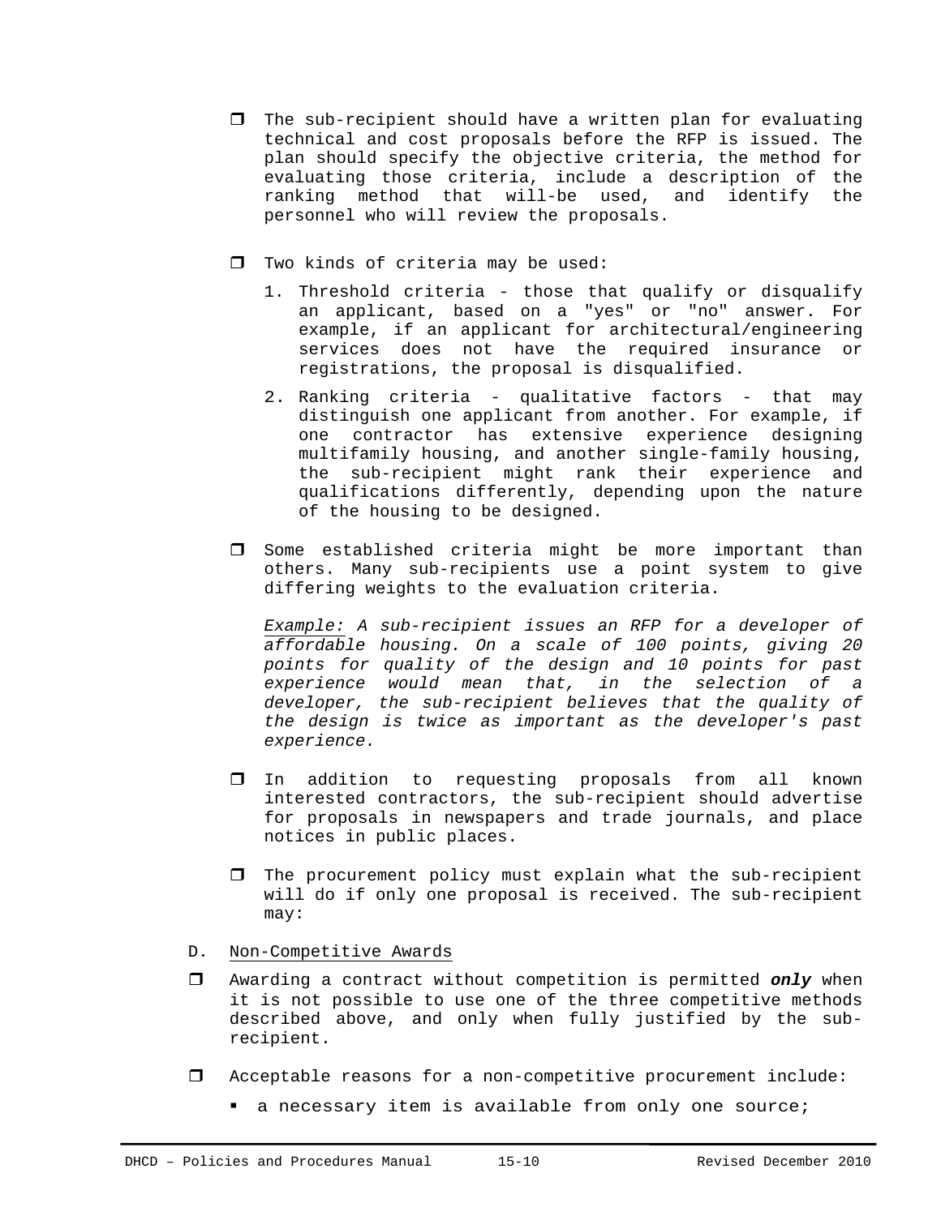- The sub-recipient should have a written plan for evaluating technical and cost proposals before the RFP is issued. The plan should specify the objective criteria, the method for evaluating those criteria, include a description of the ranking method that will-be used, and identify the personnel who will review the proposals.

- Two kinds of criteria may be used:
  1. Threshold criteria - those that qualify or disqualify an applicant, based on a "yes" or "no" answer. For example, if an applicant for architectural/engineering services does not have the required insurance or registrations, the proposal is disqualified.
  2. Ranking criteria - qualitative factors - that may distinguish one applicant from another. For example, if one contractor has extensive experience designing multifamily housing, and another single-family housing, the sub-recipient might rank their experience and qualifications differently, depending upon the nature of the housing to be designed.

- Some established criteria might be more important than others. Many sub-recipients use a point system to give differing weights to the evaluation criteria.

  *Example: A sub-recipient issues an RFP for a developer of affordable housing. On a scale of 100 points, giving 20 points for quality of the design and 10 points for past experience would mean that, in the selection of a developer, the sub-recipient believes that the quality of the design is twice as important as the developer's past experience.*

- In addition to requesting proposals from all known interested contractors, the sub-recipient should advertise for proposals in newspapers and trade journals, and place notices in public places.

- The procurement policy must explain what the sub-recipient will do if only one proposal is received. The sub-recipient may:

D. Non-Competitive Awards

- Awarding a contract without competition is permitted ***only*** when it is not possible to use one of the three competitive methods described above, and only when fully justified by the sub-recipient.

- Acceptable reasons for a non-competitive procurement include:
  - a necessary item is available from only one source;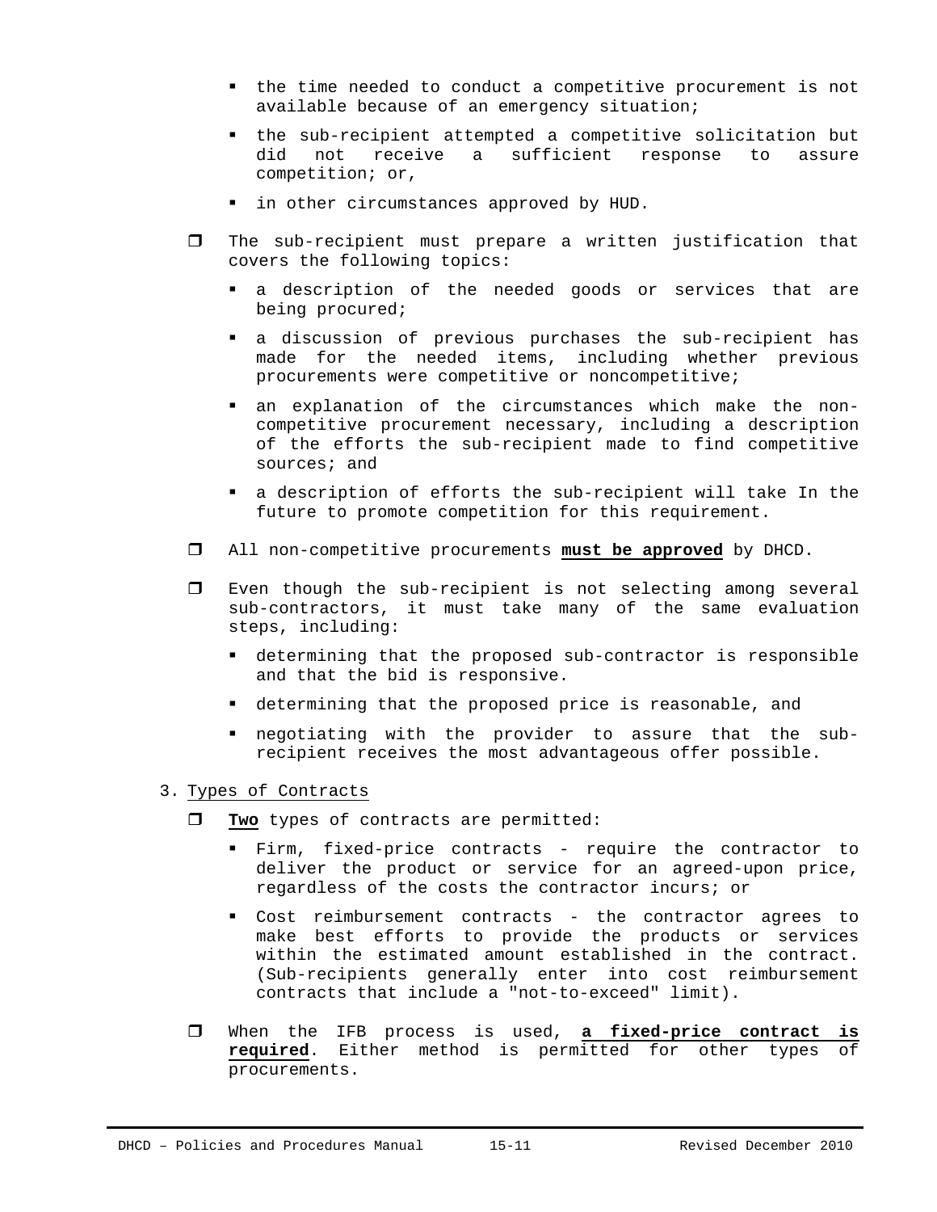- the time needed to conduct a competitive procurement is not available because of an emergency situation;
- the sub-recipient attempted a competitive solicitation but did not receive a sufficient response to assure competition; or,
- in other circumstances approved by HUD.

- The sub-recipient must prepare a written justification that covers the following topics:
  - a description of the needed goods or services that are being procured;
  - a discussion of previous purchases the sub-recipient has made for the needed items, including whether previous procurements were competitive or noncompetitive;
  - an explanation of the circumstances which make the non-competitive procurement necessary, including a description of the efforts the sub-recipient made to find competitive sources; and
  - a description of efforts the sub-recipient will take In the future to promote competition for this requirement.

- All non-competitive procurements **must be approved** by DHCD.

- Even though the sub-recipient is not selecting among several sub-contractors, it must take many of the same evaluation steps, including:
  - determining that the proposed sub-contractor is responsible and that the bid is responsive.
  - determining that the proposed price is reasonable, and
  - negotiating with the provider to assure that the sub-recipient receives the most advantageous offer possible.

3. Types of Contracts

- **Two** types of contracts are permitted:
  - Firm, fixed-price contracts - require the contractor to deliver the product or service for an agreed-upon price, regardless of the costs the contractor incurs; or
  - Cost reimbursement contracts - the contractor agrees to make best efforts to provide the products or services within the estimated amount established in the contract. (Sub-recipients generally enter into cost reimbursement contracts that include a "not-to-exceed" limit).

- When the IFB process is used, **a fixed-price contract is required**. Either method is permitted for other types of procurements.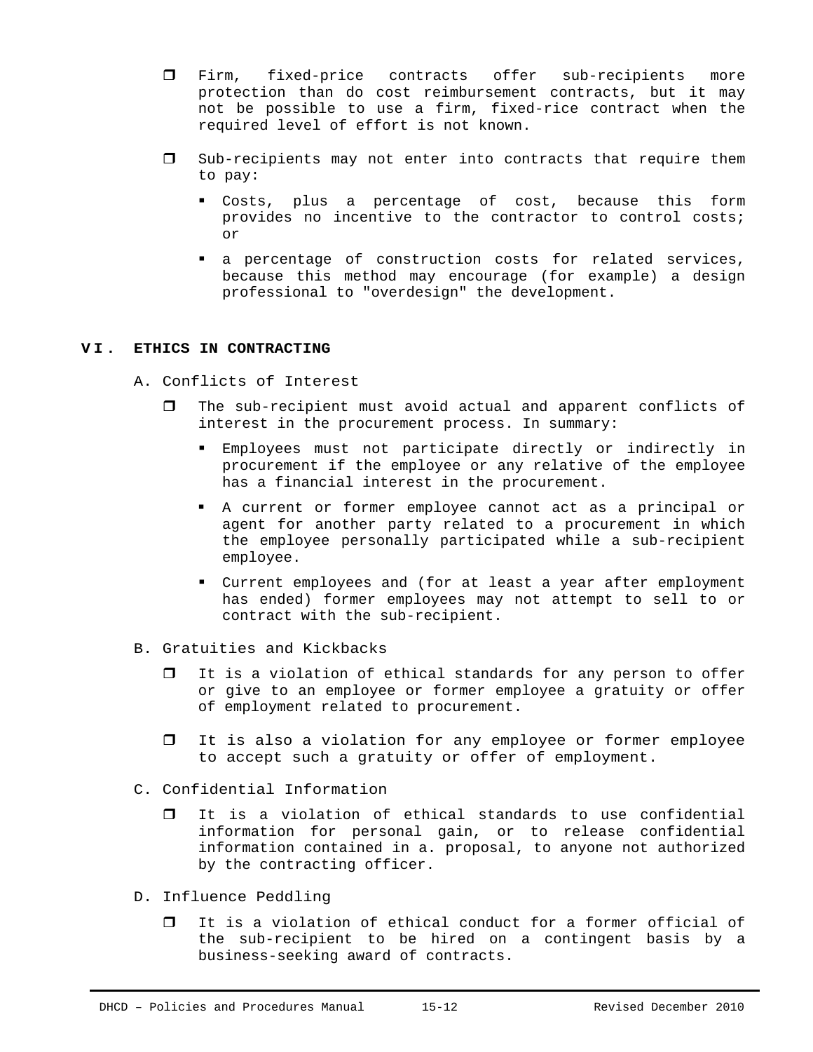- Firm, fixed-price contracts offer sub-recipients more protection than do cost reimbursement contracts, but it may not be possible to use a firm, fixed-rice contract when the required level of effort is not known.

- Sub-recipients may not enter into contracts that require them to pay:

  - Costs, plus a percentage of cost, because this form provides no incentive to the contractor to control costs; or

  - a percentage of construction costs for related services, because this method may encourage (for example) a design professional to "overdesign" the development.

## VI. ETHICS IN CONTRACTING

A. Conflicts of Interest

- The sub-recipient must avoid actual and apparent conflicts of interest in the procurement process. In summary:

  - Employees must not participate directly or indirectly in procurement if the employee or any relative of the employee has a financial interest in the procurement.

  - A current or former employee cannot act as a principal or agent for another party related to a procurement in which the employee personally participated while a sub-recipient employee.

  - Current employees and (for at least a year after employment has ended) former employees may not attempt to sell to or contract with the sub-recipient.

B. Gratuities and Kickbacks

- It is a violation of ethical standards for any person to offer or give to an employee or former employee a gratuity or offer of employment related to procurement.

- It is also a violation for any employee or former employee to accept such a gratuity or offer of employment.

C. Confidential Information

- It is a violation of ethical standards to use confidential information for personal gain, or to release confidential information contained in a. proposal, to anyone not authorized by the contracting officer.

D. Influence Peddling

- It is a violation of ethical conduct for a former official of the sub-recipient to be hired on a contingent basis by a business-seeking award of contracts.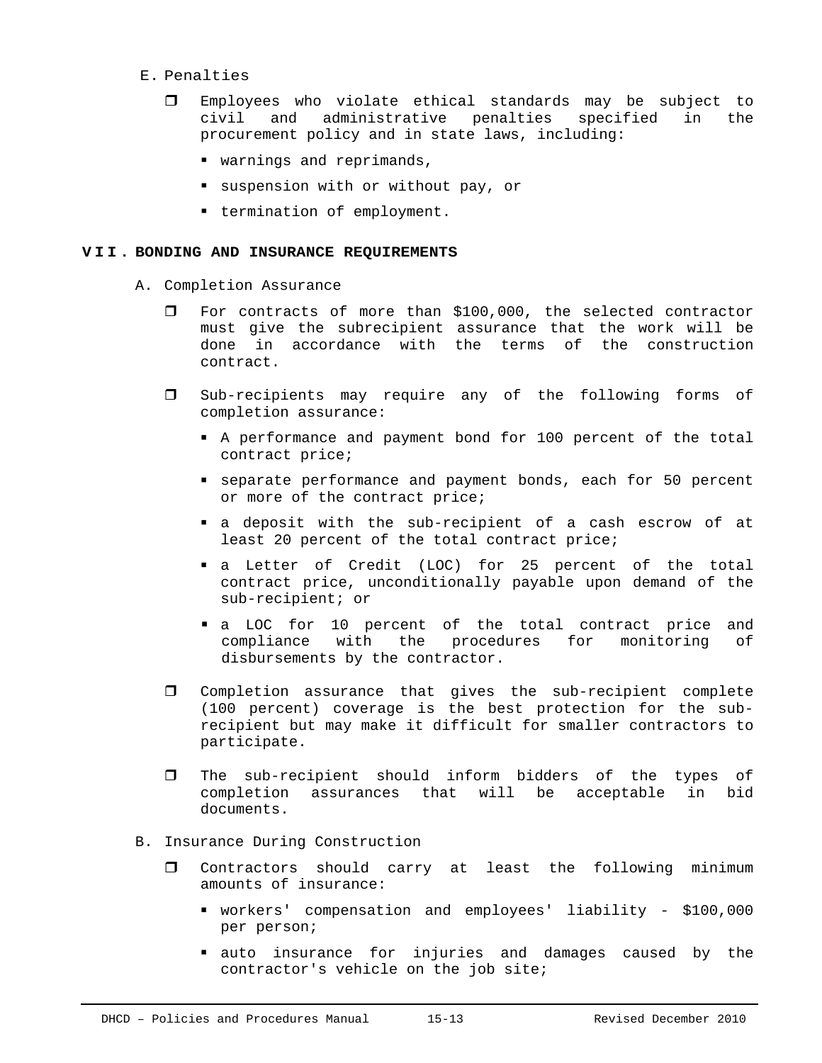E. Penalties

- Employees who violate ethical standards may be subject to civil and administrative penalties specified in the procurement policy and in state laws, including:
  - warnings and reprimands,
  - suspension with or without pay, or
  - termination of employment.

## VII. BONDING AND INSURANCE REQUIREMENTS

A. Completion Assurance

- For contracts of more than $100,000, the selected contractor must give the subrecipient assurance that the work will be done in accordance with the terms of the construction contract.
- Sub-recipients may require any of the following forms of completion assurance:
  - A performance and payment bond for 100 percent of the total contract price;
  - separate performance and payment bonds, each for 50 percent or more of the contract price;
  - a deposit with the sub-recipient of a cash escrow of at least 20 percent of the total contract price;
  - a Letter of Credit (LOC) for 25 percent of the total contract price, unconditionally payable upon demand of the sub-recipient; or
  - a LOC for 10 percent of the total contract price and compliance with the procedures for monitoring of disbursements by the contractor.
- Completion assurance that gives the sub-recipient complete (100 percent) coverage is the best protection for the sub-recipient but may make it difficult for smaller contractors to participate.
- The sub-recipient should inform bidders of the types of completion assurances that will be acceptable in bid documents.

B. Insurance During Construction

- Contractors should carry at least the following minimum amounts of insurance:
  - workers' compensation and employees' liability - $100,000 per person;
  - auto insurance for injuries and damages caused by the contractor's vehicle on the job site;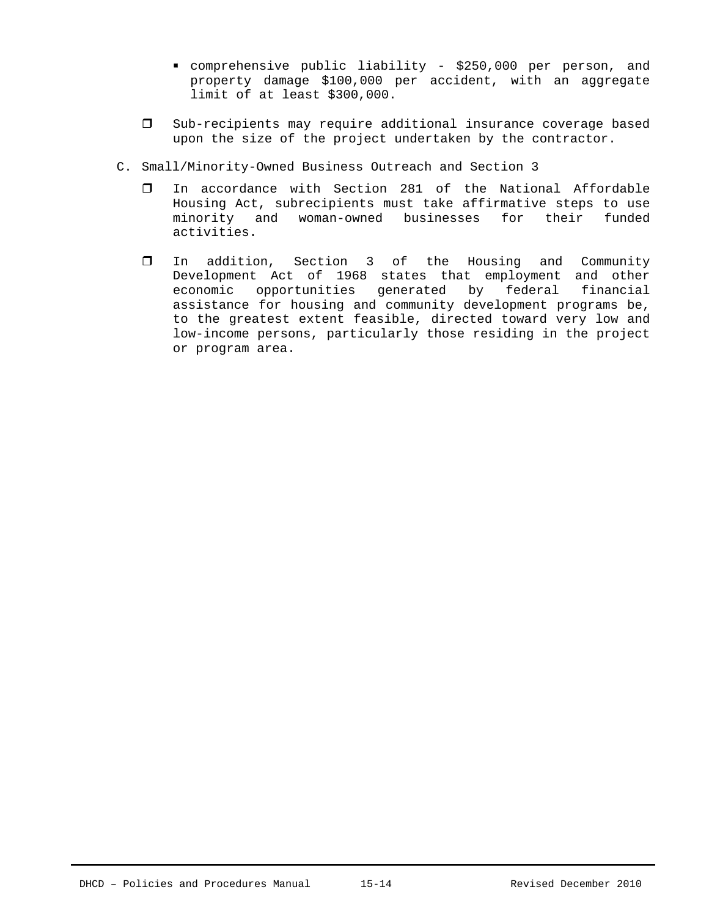- comprehensive public liability - $250,000 per person, and property damage $100,000 per accident, with an aggregate limit of at least $300,000.

- Sub-recipients may require additional insurance coverage based upon the size of the project undertaken by the contractor.

C. Small/Minority-Owned Business Outreach and Section 3

- In accordance with Section 281 of the National Affordable Housing Act, subrecipients must take affirmative steps to use minority and woman-owned businesses for their funded activities.

- In addition, Section 3 of the Housing and Community Development Act of 1968 states that employment and other economic opportunities generated by federal financial assistance for housing and community development programs be, to the greatest extent feasible, directed toward very low and low-income persons, particularly those residing in the project or program area.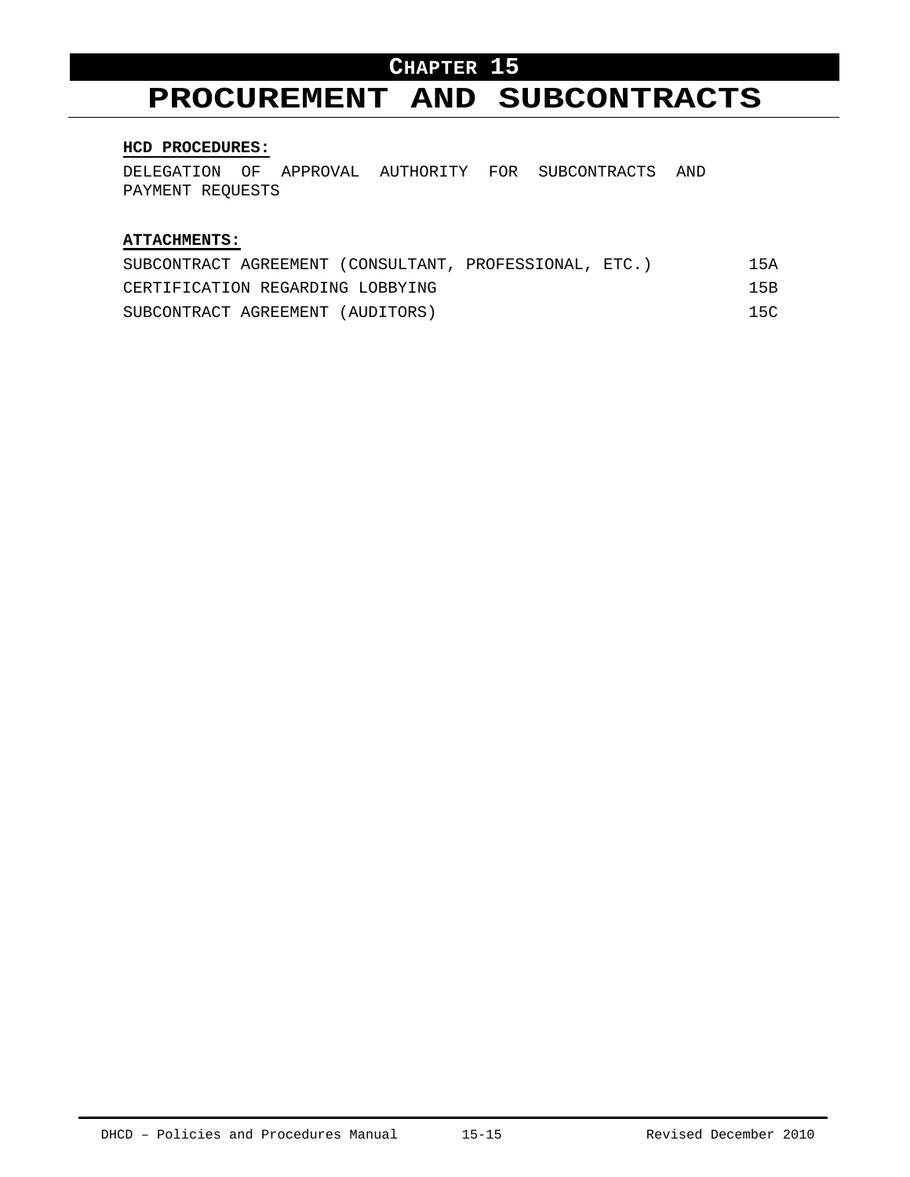# Chapter 15

# PROCUREMENT AND SUBCONTRACTS

**HCD PROCEDURES:**

DELEGATION OF APPROVAL AUTHORITY FOR SUBCONTRACTS AND PAYMENT REQUESTS

**ATTACHMENTS:**

| | |
|---|---|
| SUBCONTRACT AGREEMENT (CONSULTANT, PROFESSIONAL, ETC.) | 15A |
| CERTIFICATION REGARDING LOBBYING | 15B |
| SUBCONTRACT AGREEMENT (AUDITORS) | 15C |